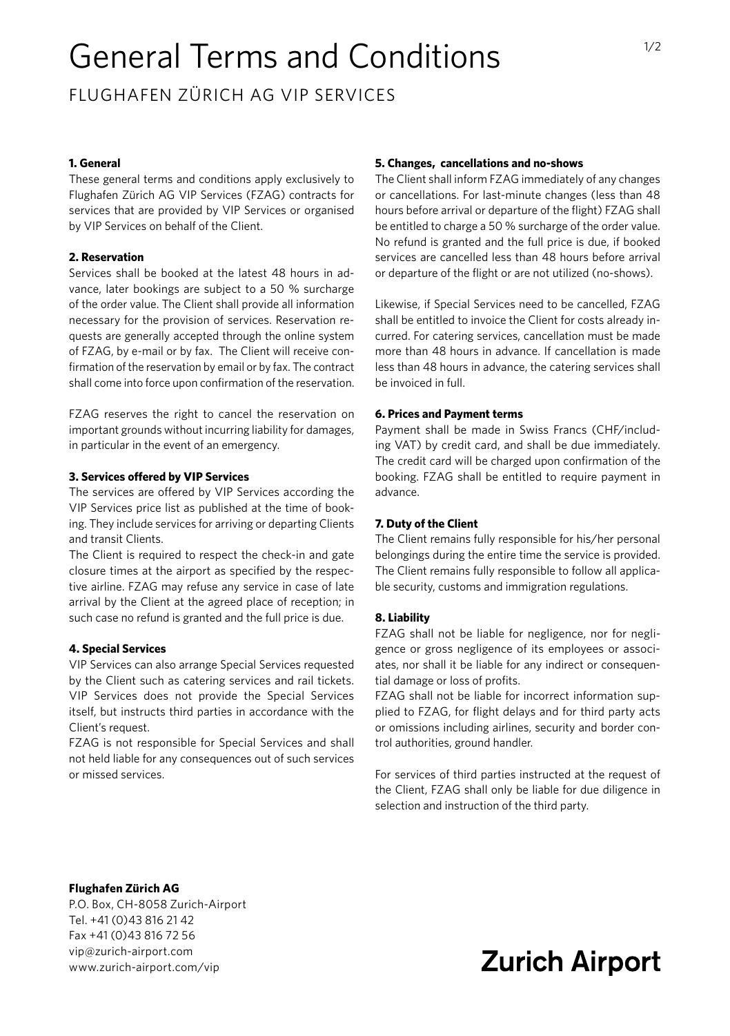# General Terms and Conditions

## FLUGHAFEN ZÜRICH AG VIP SERVICES

**1. General**

These general terms and conditions apply exclusively to Flughafen Zürich AG VIP Services (FZAG) contracts for services that are provided by VIP Services or organised by VIP Services on behalf of the Client.

**2. Reservation**

Services shall be booked at the latest 48 hours in advance, later bookings are subject to a 50 % surcharge of the order value. The Client shall provide all information necessary for the provision of services. Reservation requests are generally accepted through the online system of FZAG, by e-mail or by fax. The Client will receive confirmation of the reservation by email or by fax. The contract shall come into force upon confirmation of the reservation.

FZAG reserves the right to cancel the reservation on important grounds without incurring liability for damages, in particular in the event of an emergency.

**3. Services offered by VIP Services**

The services are offered by VIP Services according the VIP Services price list as published at the time of booking. They include services for arriving or departing Clients and transit Clients.

The Client is required to respect the check-in and gate closure times at the airport as specified by the respective airline. FZAG may refuse any service in case of late arrival by the Client at the agreed place of reception; in such case no refund is granted and the full price is due.

**4. Special Services**

VIP Services can also arrange Special Services requested by the Client such as catering services and rail tickets. VIP Services does not provide the Special Services itself, but instructs third parties in accordance with the Client's request.

FZAG is not responsible for Special Services and shall not held liable for any consequences out of such services or missed services.

**5. Changes, cancellations and no-shows**

The Client shall inform FZAG immediately of any changes or cancellations. For last-minute changes (less than 48 hours before arrival or departure of the flight) FZAG shall be entitled to charge a 50 % surcharge of the order value. No refund is granted and the full price is due, if booked services are cancelled less than 48 hours before arrival or departure of the flight or are not utilized (no-shows).

Likewise, if Special Services need to be cancelled, FZAG shall be entitled to invoice the Client for costs already incurred. For catering services, cancellation must be made more than 48 hours in advance. If cancellation is made less than 48 hours in advance, the catering services shall be invoiced in full.

**6. Prices and Payment terms**

Payment shall be made in Swiss Francs (CHF/including VAT) by credit card, and shall be due immediately. The credit card will be charged upon confirmation of the booking. FZAG shall be entitled to require payment in advance.

**7. Duty of the Client**

The Client remains fully responsible for his/her personal belongings during the entire time the service is provided. The Client remains fully responsible to follow all applicable security, customs and immigration regulations.

**8. Liability**

FZAG shall not be liable for negligence, nor for negligence or gross negligence of its employees or associates, nor shall it be liable for any indirect or consequential damage or loss of profits.

FZAG shall not be liable for incorrect information supplied to FZAG, for flight delays and for third party acts or omissions including airlines, security and border control authorities, ground handler.

For services of third parties instructed at the request of the Client, FZAG shall only be liable for due diligence in selection and instruction of the third party.

**Flughafen Zürich AG**
P.O. Box, CH-8058 Zurich-Airport
Tel. +41 (0)43 816 21 42
Fax +41 (0)43 816 72 56
vip@zurich-airport.com
www.zurich-airport.com/vip

**Zurich Airport**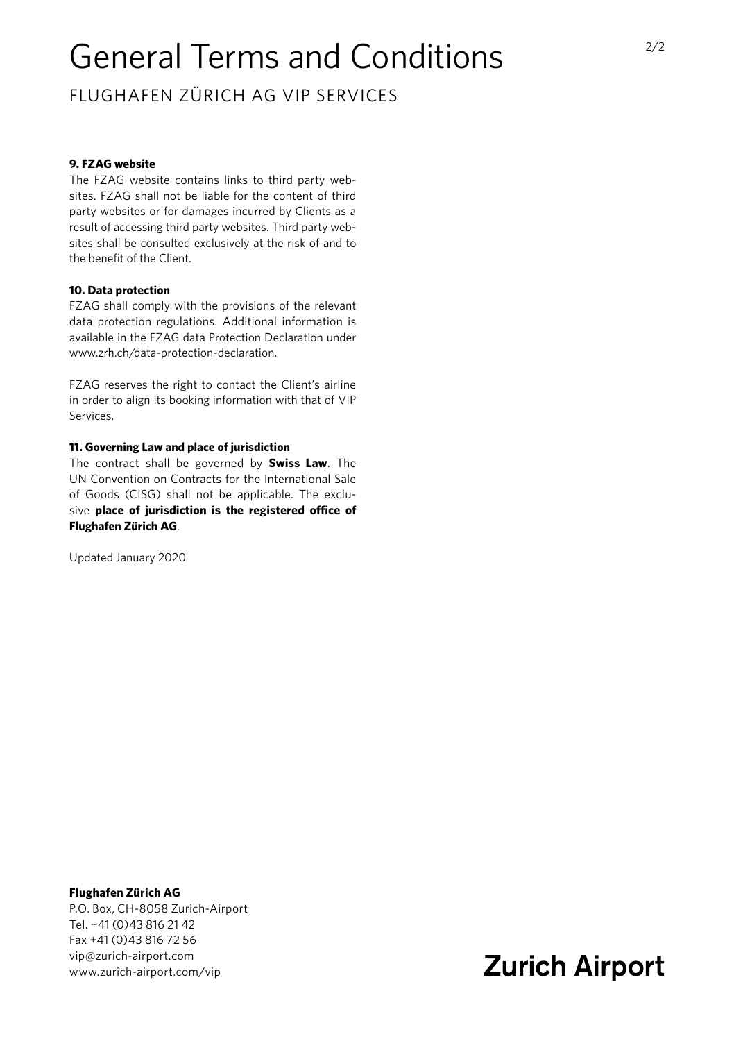# General Terms and Conditions

## FLUGHAFEN ZÜRICH AG VIP SERVICES

**9. FZAG website**

The FZAG website contains links to third party websites. FZAG shall not be liable for the content of third party websites or for damages incurred by Clients as a result of accessing third party websites. Third party websites shall be consulted exclusively at the risk of and to the benefit of the Client.

**10. Data protection**

FZAG shall comply with the provisions of the relevant data protection regulations. Additional information is available in the FZAG data Protection Declaration under www.zrh.ch/data-protection-declaration.

FZAG reserves the right to contact the Client's airline in order to align its booking information with that of VIP Services.

**11. Governing Law and place of jurisdiction**

The contract shall be governed by **Swiss Law**. The UN Convention on Contracts for the International Sale of Goods (CISG) shall not be applicable. The exclusive **place of jurisdiction is the registered office of Flughafen Zürich AG**.

Updated January 2020

**Flughafen Zürich AG**
P.O. Box, CH-8058 Zurich-Airport
Tel. +41 (0)43 816 21 42
Fax +41 (0)43 816 72 56
vip@zurich-airport.com
www.zurich-airport.com/vip

**Zurich Airport**